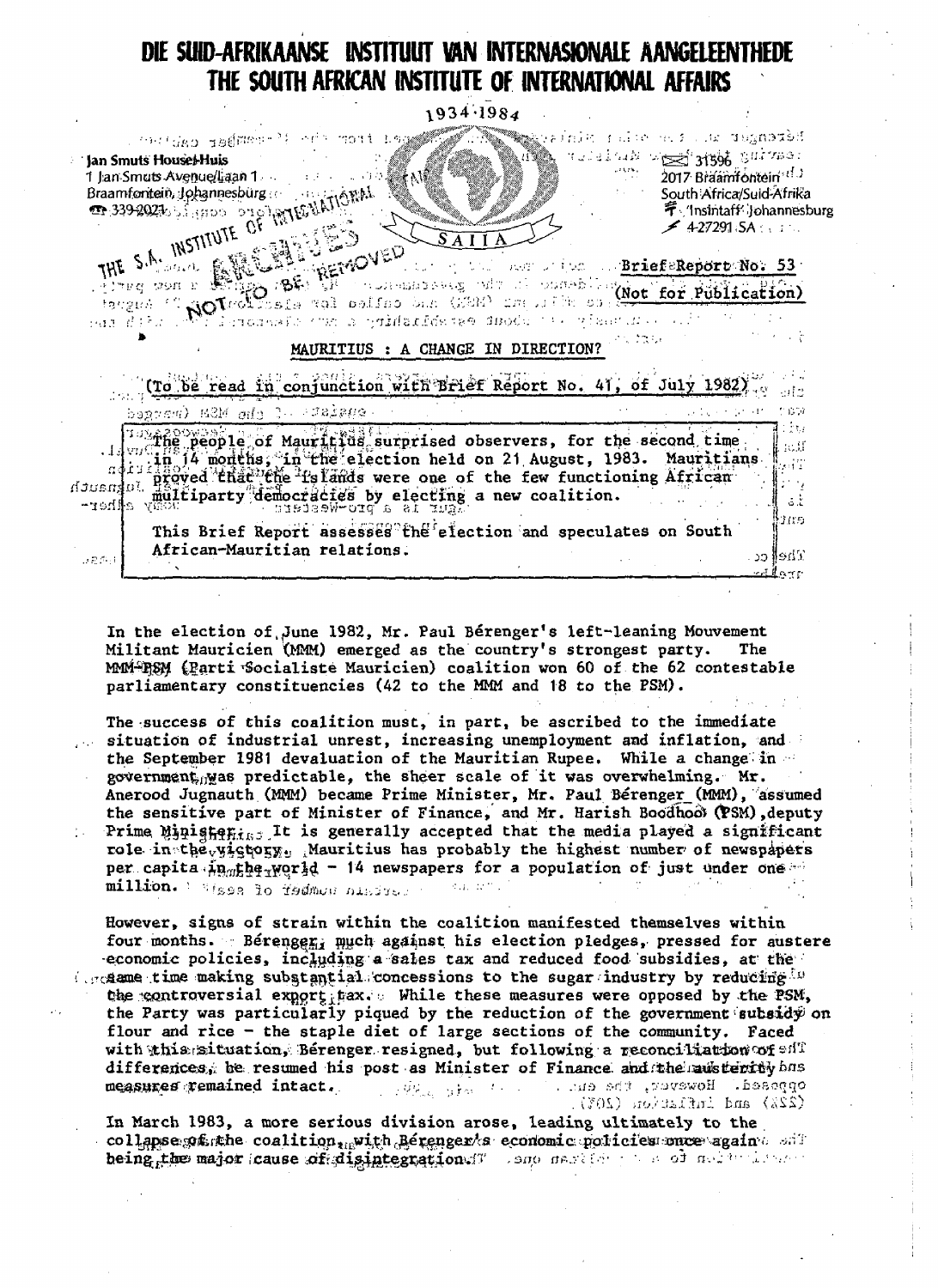# DIE SUID-AFRIKAANSE INSTITUUT VAN INTERNASIONALE AANGELEENTHEDE
# THE SOUTH AFRICAN INSTITUTE OF INTERNATIONAL AFFAIRS

1934-1984

Jan Smuts House-Huis
1 Jan Smuts Avenue/Laan 1
Braamfontein, Johannesburg
339-2021

31596
2017 Braamfontein
South Africa/Suid-Afrika
Insintaff Johannesburg
4-27291 SA

THE S.A. INSTITUTE OF INTERNATIONAL AFFAIRS
NOT TO BE REMOVED

Brief Report No. 53
(Not for Publication)

## MAURITIUS : A CHANGE IN DIRECTION?

(To be read in conjunction with Brief Report No. 41, of July 1982)

The people of Mauritius surprised observers, for the second time in 14 months, in the election held on 21 August, 1983. Mauritians proved that the islands were one of the few functioning African multiparty democracies by electing a new coalition.

This Brief Report assesses the election and speculates on South African-Mauritian relations.

In the election of June 1982, Mr. Paul Bérenger's left-leaning Mouvement Militant Mauricien (MMM) emerged as the country's strongest party. The MMM-PSM (Parti Socialiste Mauricien) coalition won 60 of the 62 contestable parliamentary constituencies (42 to the MMM and 18 to the PSM).

The success of this coalition must, in part, be ascribed to the immediate situation of industrial unrest, increasing unemployment and inflation, and the September 1981 devaluation of the Mauritian Rupee. While a change in government was predictable, the sheer scale of it was overwhelming. Mr. Anerood Jugnauth (MMM) became Prime Minister, Mr. Paul Bérenger (MMM), assumed the sensitive part of Minister of Finance, and Mr. Harish Boodhoo (PSM), deputy Prime Minister. It is generally accepted that the media played a significant role in the victory. Mauritius has probably the highest number of newspapers per capita in the world - 14 newspapers for a population of just under one million.

However, signs of strain within the coalition manifested themselves within four months. Bérenger, much against his election pledges, pressed for austere economic policies, including a sales tax and reduced food subsidies, at the same time making substantial concessions to the sugar industry by reducing the controversial export tax. While these measures were opposed by the PSM, the Party was particularly piqued by the reduction of the government subsidy on flour and rice - the staple diet of large sections of the community. Faced with this situation, Bérenger resigned, but following a reconciliation of differences, he resumed his post as Minister of Finance and the austerity measures remained intact.

In March 1983, a more serious division arose, leading ultimately to the collapse of the coalition, with Bérenger's economic policies once again being the major cause of disintegration.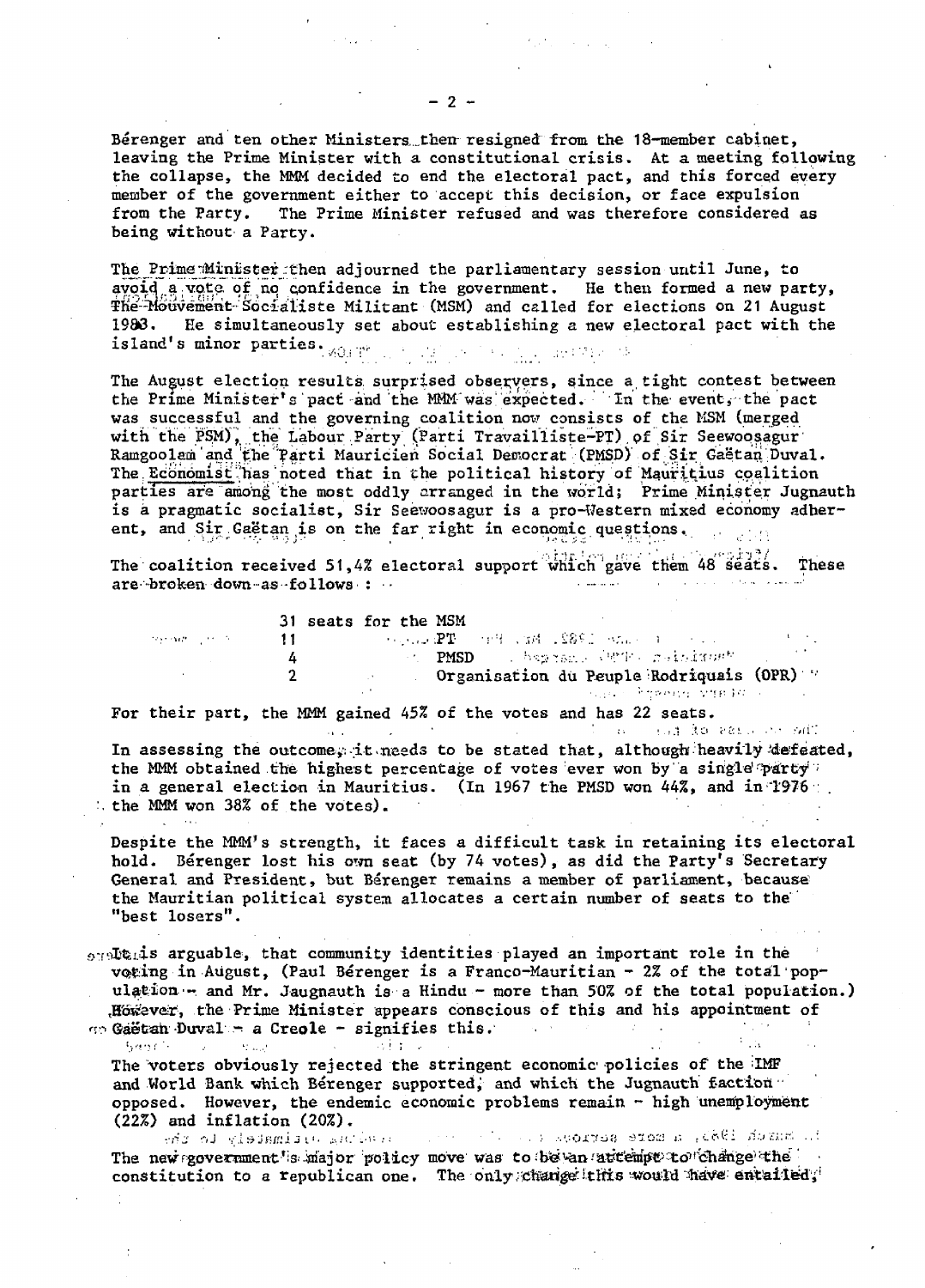Bérenger and ten other Ministers then resigned from the 18-member cabinet, leaving the Prime Minister with a constitutional crisis. At a meeting following the collapse, the MMM decided to end the electoral pact, and this forced every member of the government either to accept this decision, or face expulsion from the Party. The Prime Minister refused and was therefore considered as being without a Party.

The Prime Minister then adjourned the parliamentary session until June, to avoid a vote of no confidence in the government. He then formed a new party, The Mouvement Socialiste Militant (MSM) and called for elections on 21 August 1983. He simultaneously set about establishing a new electoral pact with the island's minor parties.

The August election results surprised observers, since a tight contest between the Prime Minister's pact and the MMM was expected. In the event, the pact was successful and the governing coalition now consists of the MSM (merged with the PSM), the Labour Party (Parti Travailliste-PT) of Sir Seewoosagur Ramgoolam and the Parti Mauricien Social Democrat (PMSD) of Sir Gaëtan Duval. The Economist has noted that in the political history of Mauritius coalition parties are among the most oddly arranged in the world; Prime Minister Jugnauth is a pragmatic socialist, Sir Seewoosagur is a pro-Western mixed economy adherent, and Sir Gaëtan is on the far right in economic questions.

The coalition received 51,4% electoral support which gave them 48 seats. These are broken down as follows :

31 seats for the MSM
11 PT
4 PMSD
2 Organisation du Peuple Rodriquais (OPR)

For their part, the MMM gained 45% of the votes and has 22 seats.

In assessing the outcome, it needs to be stated that, although heavily defeated, the MMM obtained the highest percentage of votes ever won by a single party in a general election in Mauritius. (In 1967 the PMSD won 44%, and in 1976 the MMM won 38% of the votes).

Despite the MMM's strength, it faces a difficult task in retaining its electoral hold. Bérenger lost his own seat (by 74 votes), as did the Party's Secretary General and President, but Bérenger remains a member of parliament, because the Mauritian political system allocates a certain number of seats to the "best losers".

It is arguable, that community identities played an important role in the voting in August, (Paul Bérenger is a Franco-Mauritian - 2% of the total population - and Mr. Jaugnauth is a Hindu - more than 50% of the total population.) However, the Prime Minister appears conscious of this and his appointment of Gaëtan Duval - a Creole - signifies this.

The voters obviously rejected the stringent economic policies of the IMF and World Bank which Bérenger supported, and which the Jugnauth faction opposed. However, the endemic economic problems remain - high unemployment (22%) and inflation (20%).

The new government's major policy move was to be an attempt to change the constitution to a republican one. The only change this would have entailed,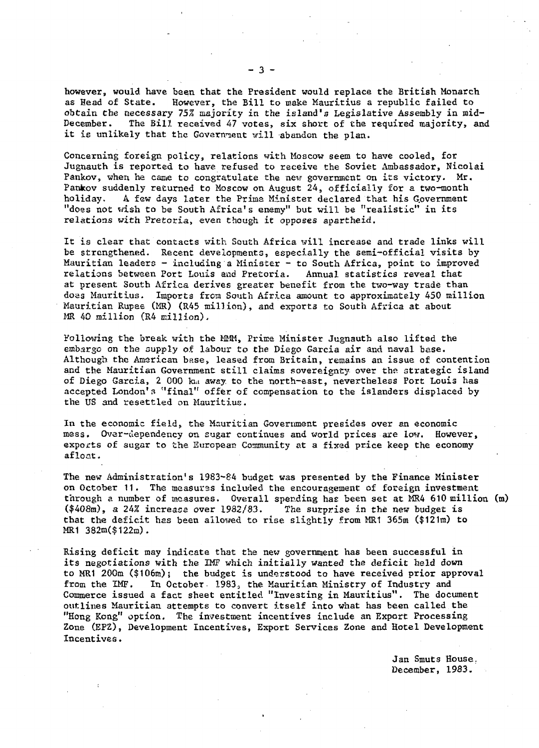however, would have been that the President would replace the British Monarch as Head of State. However, the Bill to make Mauritius a republic failed to obtain the necessary 75% majority in the island's Legislative Assembly in mid-December. The Bill received 47 votes, six short of the required majority, and it is unlikely that the Government will abandon the plan.

Concerning foreign policy, relations with Moscow seem to have cooled, for Jugnauth is reported to have refused to receive the Soviet Ambassador, Nicolai Pankov, when he came to congratulate the new government on its victory. Mr. Pankov suddenly returned to Moscow on August 24, officially for a two-month holiday. A few days later the Prime Minister declared that his Government "does not wish to be South Africa's enemy" but will be "realistic" in its relations with Pretoria, even though it opposes apartheid.

It is clear that contacts with South Africa will increase and trade links will be strengthened. Recent developments, especially the semi-official visits by Mauritian leaders - including a Minister - to South Africa, point to improved relations between Port Louis and Pretoria. Annual statistics reveal that at present South Africa derives greater benefit from the two-way trade than does Mauritius. Imports from South Africa amount to approximately 450 million Mauritian Rupee (MR) (R45 million), and exports to South Africa at about MR 40 million (R4 million).

Following the break with the MMM, Prime Minister Jugnauth also lifted the embargo on the supply of labour to the Diego Garcia air and naval base. Although the American base, leased from Britain, remains an issue of contention and the Mauritian Government still claims sovereignty over the strategic island of Diego Garcia, 2 000 km away to the north-east, nevertheless Port Louis has accepted London's "final" offer of compensation to the islanders displaced by the US and resettled on Mauritius.

In the economic field, the Mauritian Government presides over an economic mess. Over-dependency on sugar continues and world prices are low. However, exports of sugar to the European Community at a fixed price keep the economy afloat.

The new Administration's 1983-84 budget was presented by the Finance Minister on October 11. The measures included the encouragement of foreign investment through a number of measures. Overall spending has been set at MR4 610 million (m) ($408m), a 24% increase over 1982/83. The surprise in the new budget is that the deficit has been allowed to rise slightly from MR1 365m ($121m) to MR1 382m($122m).

Rising deficit may indicate that the new government has been successful in its negotiations with the IMF which initially wanted the deficit held down to MR1 200m ($106m); the budget is understood to have received prior approval from the IMF. In October 1983, the Mauritian Ministry of Industry and Commerce issued a fact sheet entitled "Investing in Mauritius". The document outlines Mauritian attempts to convert itself into what has been called the "Hong Kong" option. The investment incentives include an Export Processing Zone (EPZ), Development Incentives, Export Services Zone and Hotel Development Incentives.

Jan Smuts House.
December, 1983.